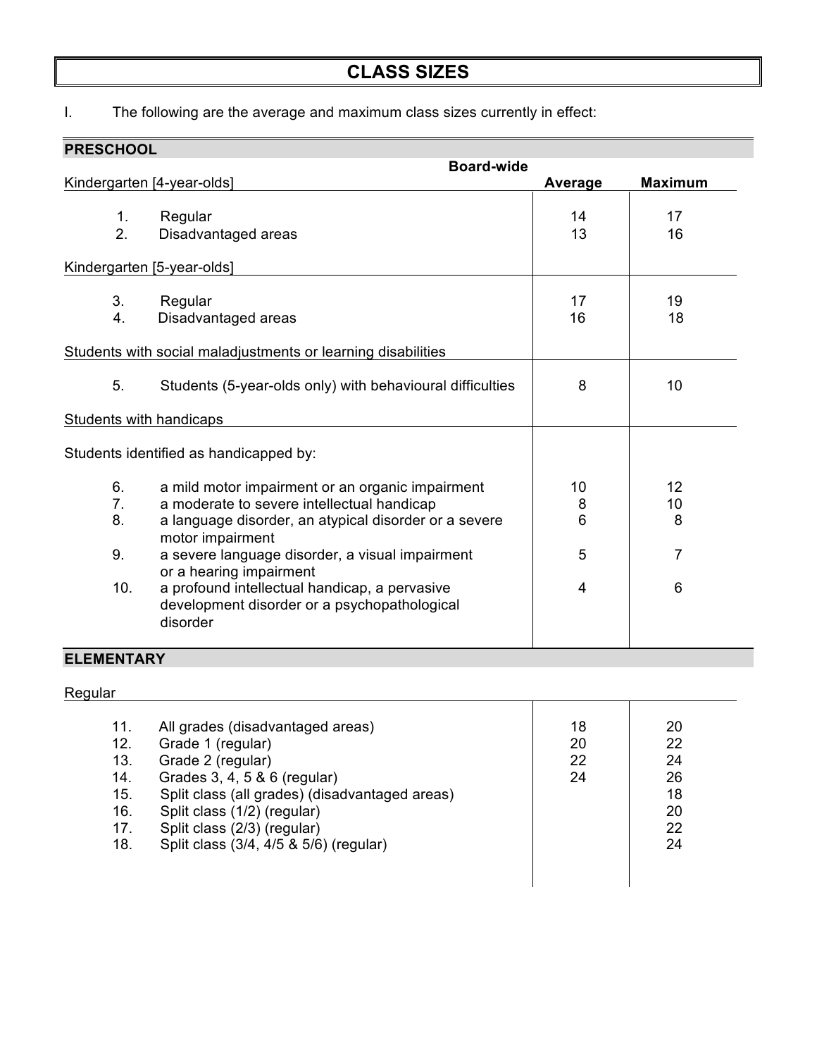# CLASS SIZES

I. The following are the average and maximum class sizes currently in effect:

| PRESCHOOL | Board-wide Average | Maximum |
|---|---|---|
| Kindergarten [4-year-olds] | | |
| 1. Regular | 14 | 17 |
| 2. Disadvantaged areas | 13 | 16 |
| Kindergarten [5-year-olds] | | |
| 3. Regular | 17 | 19 |
| 4. Disadvantaged areas | 16 | 18 |
| Students with social maladjustments or learning disabilities | | |
| 5. Students (5-year-olds only) with behavioural difficulties | 8 | 10 |
| Students with handicaps | | |
| Students identified as handicapped by: | | |
| 6. a mild motor impairment or an organic impairment | 10 | 12 |
| 7. a moderate to severe intellectual handicap | 8 | 10 |
| 8. a language disorder, an atypical disorder or a severe motor impairment | 6 | 8 |
| 9. a severe language disorder, a visual impairment or a hearing impairment | 5 | 7 |
| 10. a profound intellectual handicap, a pervasive development disorder or a psychopathological disorder | 4 | 6 |

| ELEMENTARY | Board-wide Average | Maximum |
|---|---|---|
| Regular | | |
| 11. All grades (disadvantaged areas) | 18 | 20 |
| 12. Grade 1 (regular) | 20 | 22 |
| 13. Grade 2 (regular) | 22 | 24 |
| 14. Grades 3, 4, 5 & 6 (regular) | 24 | 26 |
| 15. Split class (all grades) (disadvantaged areas) | | 18 |
| 16. Split class (1/2) (regular) | | 20 |
| 17. Split class (2/3) (regular) | | 22 |
| 18. Split class (3/4, 4/5 & 5/6) (regular) | | 24 |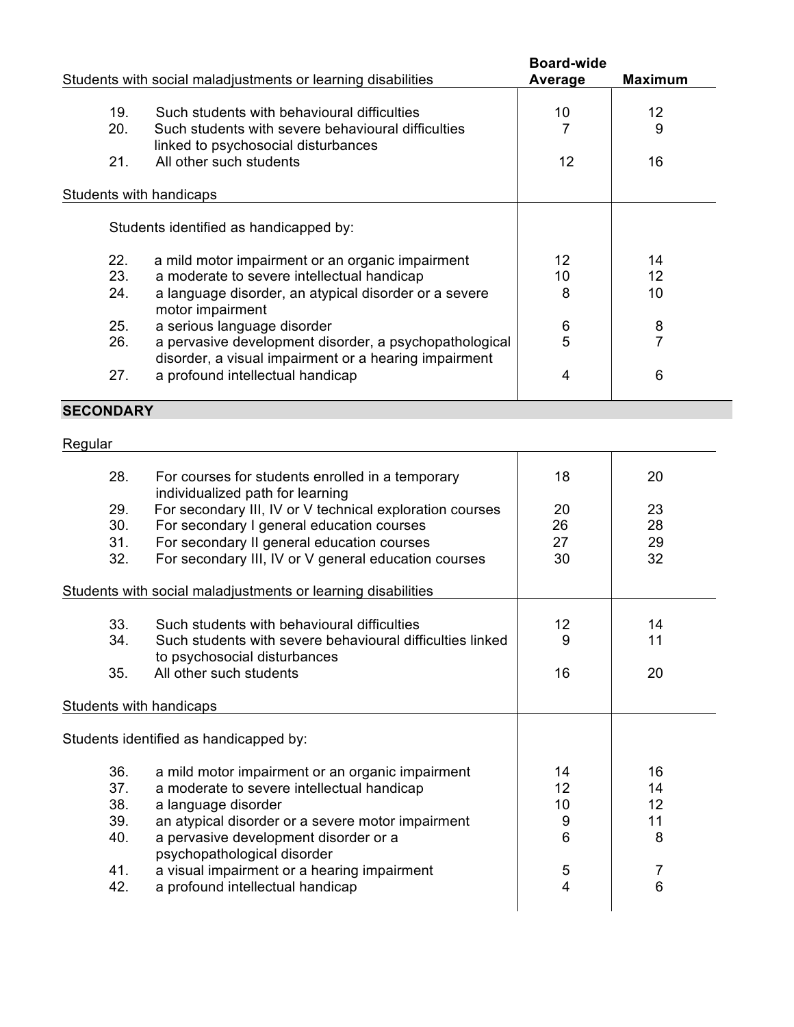| Students with social maladjustments or learning disabilities | Board-wide Average | Maximum |
|---|---|---|
| 19. Such students with behavioural difficulties | 10 | 12 |
| 20. Such students with severe behavioural difficulties linked to psychosocial disturbances | 7 | 9 |
| 21. All other such students | 12 | 16 |
| **Students with handicaps** | | |
| Students identified as handicapped by: | | |
| 22. a mild motor impairment or an organic impairment | 12 | 14 |
| 23. a moderate to severe intellectual handicap | 10 | 12 |
| 24. a language disorder, an atypical disorder or a severe motor impairment | 8 | 10 |
| 25. a serious language disorder | 6 | 8 |
| 26. a pervasive development disorder, a psychopathological disorder, a visual impairment or a hearing impairment | 5 | 7 |
| 27. a profound intellectual handicap | 4 | 6 |

## SECONDARY

| Regular | Board-wide Average | Maximum |
|---|---|---|
| 28. For courses for students enrolled in a temporary individualized path for learning | 18 | 20 |
| 29. For secondary III, IV or V technical exploration courses | 20 | 23 |
| 30. For secondary I general education courses | 26 | 28 |
| 31. For secondary II general education courses | 27 | 29 |
| 32. For secondary III, IV or V general education courses | 30 | 32 |
| **Students with social maladjustments or learning disabilities** | | |
| 33. Such students with behavioural difficulties | 12 | 14 |
| 34. Such students with severe behavioural difficulties linked to psychosocial disturbances | 9 | 11 |
| 35. All other such students | 16 | 20 |
| **Students with handicaps** | | |
| Students identified as handicapped by: | | |
| 36. a mild motor impairment or an organic impairment | 14 | 16 |
| 37. a moderate to severe intellectual handicap | 12 | 14 |
| 38. a language disorder | 10 | 12 |
| 39. an atypical disorder or a severe motor impairment | 9 | 11 |
| 40. a pervasive development disorder or a psychopathological disorder | 6 | 8 |
| 41. a visual impairment or a hearing impairment | 5 | 7 |
| 42. a profound intellectual handicap | 4 | 6 |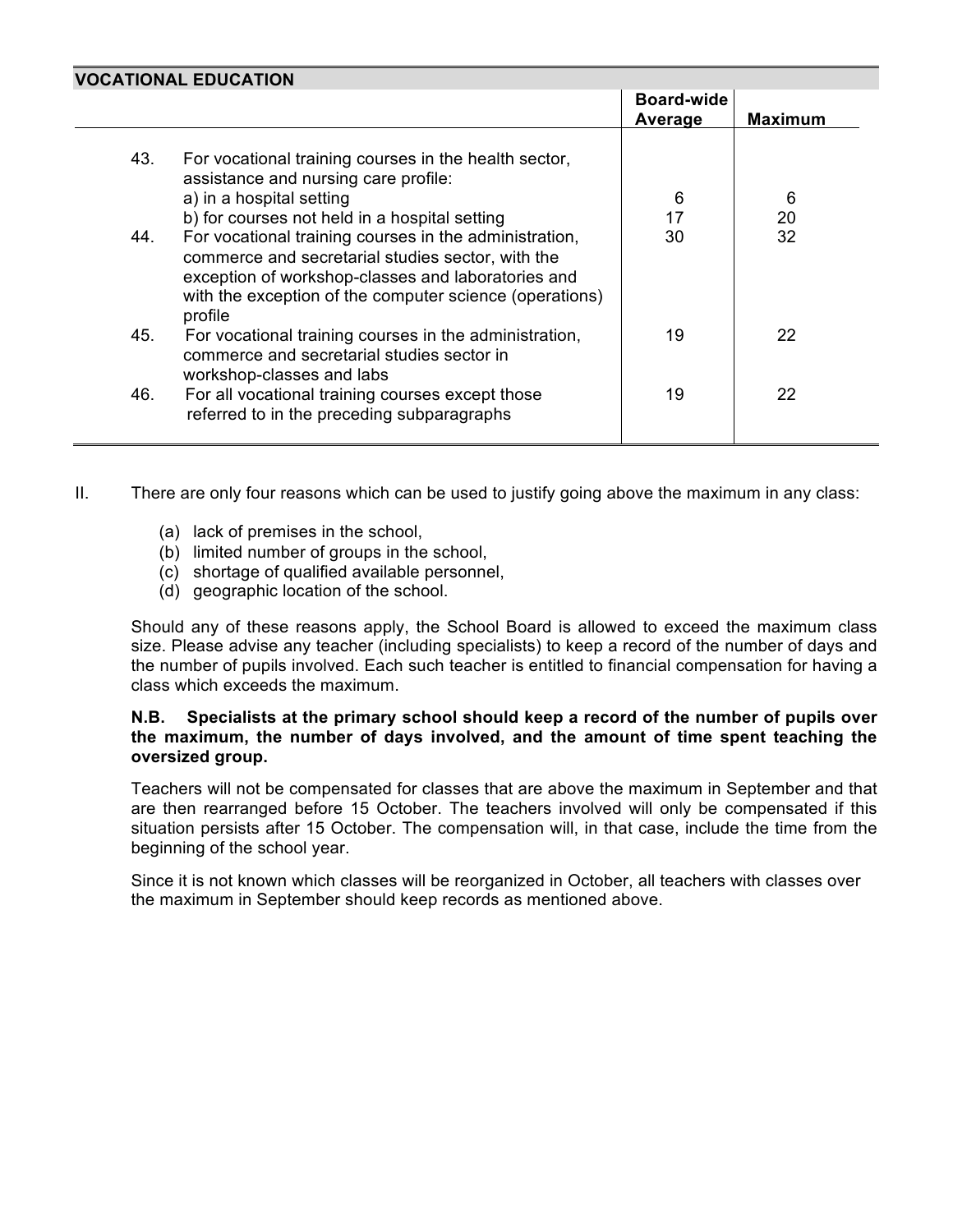| VOCATIONAL EDUCATION | | Board-wide Average | Maximum |
|---|---|---|---|
| 43. | For vocational training courses in the health sector, assistance and nursing care profile: | | |
| | a) in a hospital setting | 6 | 6 |
| | b) for courses not held in a hospital setting | 17 | 20 |
| 44. | For vocational training courses in the administration, commerce and secretarial studies sector, with the exception of workshop-classes and laboratories and with the exception of the computer science (operations) profile | 30 | 32 |
| 45. | For vocational training courses in the administration, commerce and secretarial studies sector in workshop-classes and labs | 19 | 22 |
| 46. | For all vocational training courses except those referred to in the preceding subparagraphs | 19 | 22 |

II. There are only four reasons which can be used to justify going above the maximum in any class:

(a) lack of premises in the school,
(b) limited number of groups in the school,
(c) shortage of qualified available personnel,
(d) geographic location of the school.

Should any of these reasons apply, the School Board is allowed to exceed the maximum class size. Please advise any teacher (including specialists) to keep a record of the number of days and the number of pupils involved. Each such teacher is entitled to financial compensation for having a class which exceeds the maximum.

**N.B. Specialists at the primary school should keep a record of the number of pupils over the maximum, the number of days involved, and the amount of time spent teaching the oversized group.**

Teachers will not be compensated for classes that are above the maximum in September and that are then rearranged before 15 October. The teachers involved will only be compensated if this situation persists after 15 October. The compensation will, in that case, include the time from the beginning of the school year.

Since it is not known which classes will be reorganized in October, all teachers with classes over the maximum in September should keep records as mentioned above.